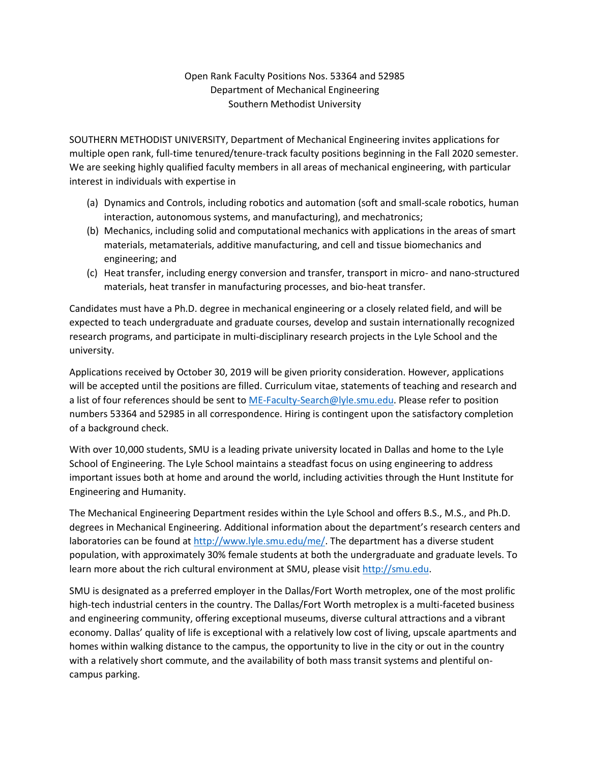# Open Rank Faculty Positions Nos. 53364 and 52985
## Department of Mechanical Engineering
## Southern Methodist University

SOUTHERN METHODIST UNIVERSITY, Department of Mechanical Engineering invites applications for multiple open rank, full-time tenured/tenure-track faculty positions beginning in the Fall 2020 semester. We are seeking highly qualified faculty members in all areas of mechanical engineering, with particular interest in individuals with expertise in

(a) Dynamics and Controls, including robotics and automation (soft and small-scale robotics, human interaction, autonomous systems, and manufacturing), and mechatronics;
(b) Mechanics, including solid and computational mechanics with applications in the areas of smart materials, metamaterials, additive manufacturing, and cell and tissue biomechanics and engineering; and
(c) Heat transfer, including energy conversion and transfer, transport in micro- and nano-structured materials, heat transfer in manufacturing processes, and bio-heat transfer.

Candidates must have a Ph.D. degree in mechanical engineering or a closely related field, and will be expected to teach undergraduate and graduate courses, develop and sustain internationally recognized research programs, and participate in multi-disciplinary research projects in the Lyle School and the university.

Applications received by October 30, 2019 will be given priority consideration. However, applications will be accepted until the positions are filled. Curriculum vitae, statements of teaching and research and a list of four references should be sent to [ME-Faculty-Search@lyle.smu.edu](mailto:ME-Faculty-Search@lyle.smu.edu). Please refer to position numbers 53364 and 52985 in all correspondence. Hiring is contingent upon the satisfactory completion of a background check.

With over 10,000 students, SMU is a leading private university located in Dallas and home to the Lyle School of Engineering. The Lyle School maintains a steadfast focus on using engineering to address important issues both at home and around the world, including activities through the Hunt Institute for Engineering and Humanity.

The Mechanical Engineering Department resides within the Lyle School and offers B.S., M.S., and Ph.D. degrees in Mechanical Engineering. Additional information about the department's research centers and laboratories can be found at [http://www.lyle.smu.edu/me/](http://www.lyle.smu.edu/me/). The department has a diverse student population, with approximately 30% female students at both the undergraduate and graduate levels. To learn more about the rich cultural environment at SMU, please visit [http://smu.edu](http://smu.edu).

SMU is designated as a preferred employer in the Dallas/Fort Worth metroplex, one of the most prolific high-tech industrial centers in the country. The Dallas/Fort Worth metroplex is a multi-faceted business and engineering community, offering exceptional museums, diverse cultural attractions and a vibrant economy. Dallas' quality of life is exceptional with a relatively low cost of living, upscale apartments and homes within walking distance to the campus, the opportunity to live in the city or out in the country with a relatively short commute, and the availability of both mass transit systems and plentiful on-campus parking.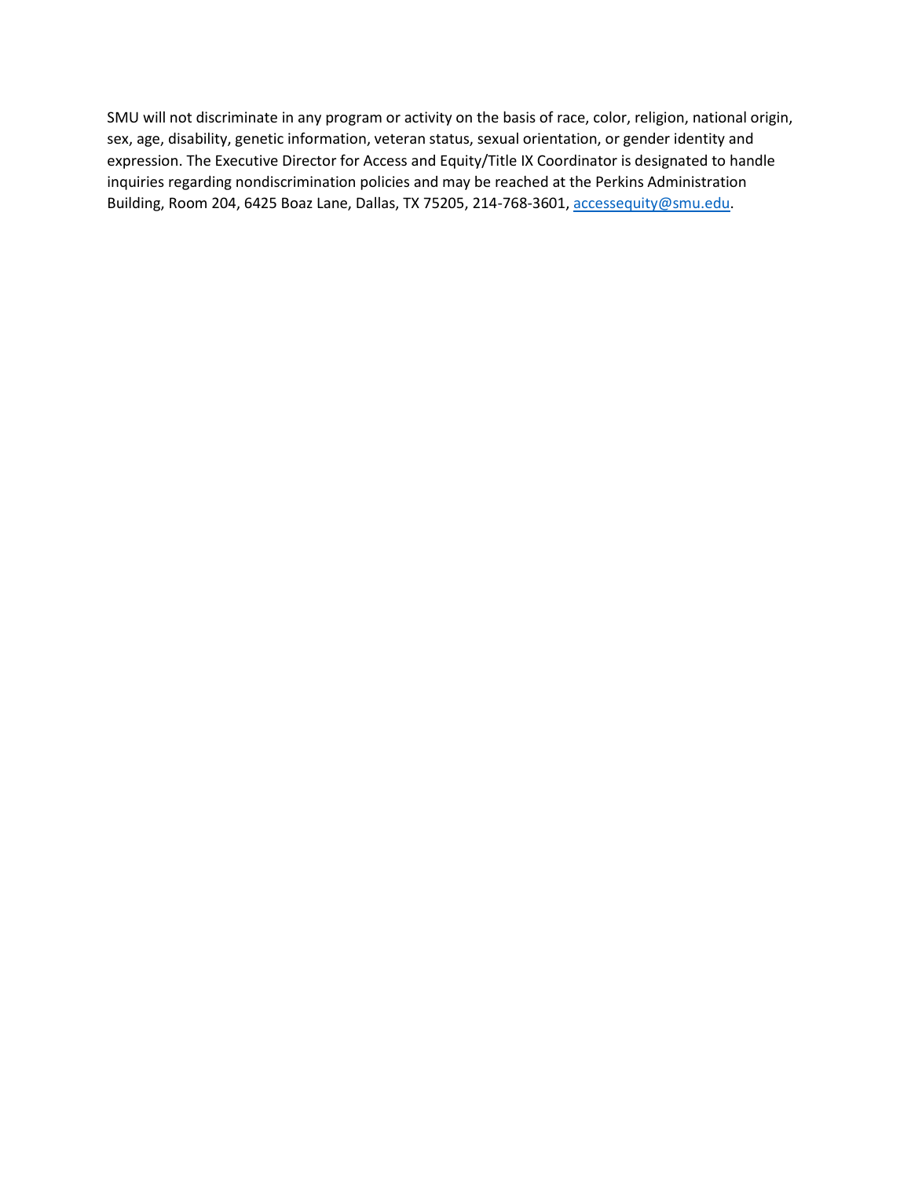SMU will not discriminate in any program or activity on the basis of race, color, religion, national origin, sex, age, disability, genetic information, veteran status, sexual orientation, or gender identity and expression. The Executive Director for Access and Equity/Title IX Coordinator is designated to handle inquiries regarding nondiscrimination policies and may be reached at the Perkins Administration Building, Room 204, 6425 Boaz Lane, Dallas, TX 75205, 214-768-3601, accessequity@smu.edu.